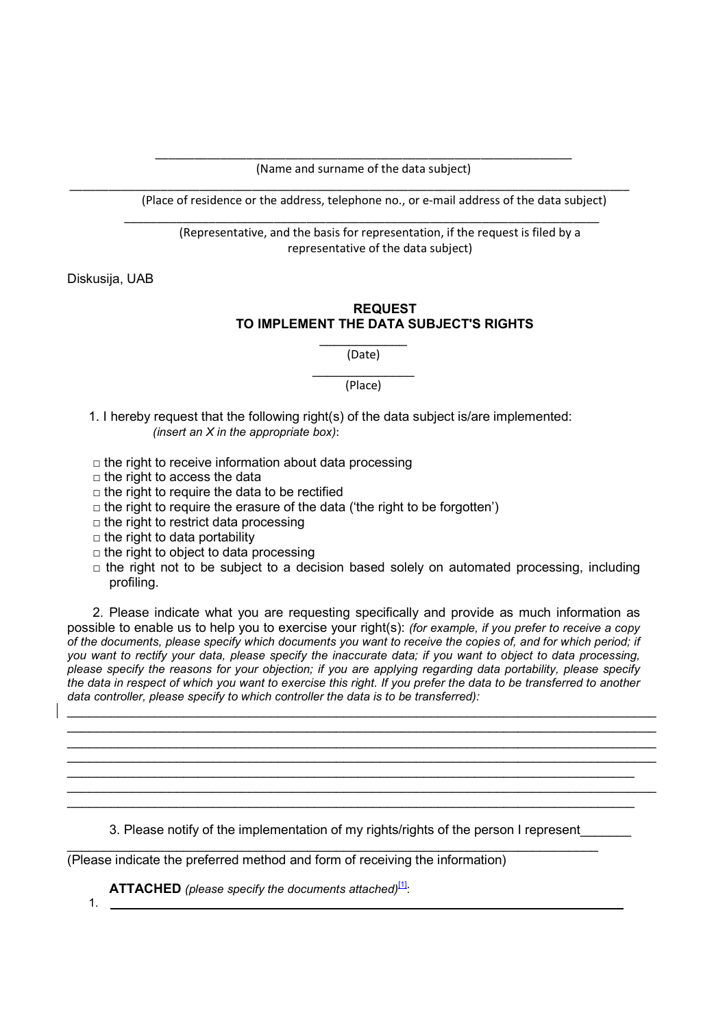\_\_\_\_\_\_\_\_\_\_\_\_\_\_\_\_\_\_\_\_\_\_\_\_\_\_\_\_\_\_\_\_\_\_\_\_\_\_\_\_\_\_\_\_\_\_\_\_\_\_\_\_\_\_\_\_\_\_

(Name and surname of the data subject)

\_\_\_\_\_\_\_\_\_\_\_\_\_\_\_\_\_\_\_\_\_\_\_\_\_\_\_\_\_\_\_\_\_\_\_\_\_\_\_\_\_\_\_\_\_\_\_\_\_\_\_\_\_\_\_\_\_\_\_\_\_\_\_\_\_\_\_\_\_\_\_\_\_\_\_\_\_\_

(Place of residence or the address, telephone no., or e-mail address of the data subject)

\_\_\_\_\_\_\_\_\_\_\_\_\_\_\_\_\_\_\_\_\_\_\_\_\_\_\_\_\_\_\_\_\_\_\_\_\_\_\_\_\_\_\_\_\_\_\_\_\_\_\_\_\_\_\_\_\_\_\_\_\_\_\_

(Representative, and the basis for representation, if the request is filed by a representative of the data subject)

Diskusija, UAB

**REQUEST**
**TO IMPLEMENT THE DATA SUBJECT'S RIGHTS**

\_\_\_\_\_\_\_\_\_\_\_\_

(Date)

\_\_\_\_\_\_\_\_\_\_\_\_\_\_

(Place)

1. I hereby request that the following right(s) of the data subject is/are implemented: *(insert an X in the appropriate box)*:

□ the right to receive information about data processing
□ the right to access the data
□ the right to require the data to be rectified
□ the right to require the erasure of the data ('the right to be forgotten')
□ the right to restrict data processing
□ the right to data portability
□ the right to object to data processing
□ the right not to be subject to a decision based solely on automated processing, including profiling.

2. Please indicate what you are requesting specifically and provide as much information as possible to enable us to help you to exercise your right(s): *(for example, if you prefer to receive a copy of the documents, please specify which documents you want to receive the copies of, and for which period; if you want to rectify your data, please specify the inaccurate data; if you want to object to data processing, please specify the reasons for your objection; if you are applying regarding data portability, please specify the data in respect of which you want to exercise this right. If you prefer the data to be transferred to another data controller, please specify to which controller the data is to be transferred):*

\_\_\_\_\_\_\_\_\_\_\_\_\_\_\_\_\_\_\_\_\_\_\_\_\_\_\_\_\_\_\_\_\_\_\_\_\_\_\_\_\_\_\_\_\_\_\_\_\_\_\_\_\_\_\_\_\_\_\_\_\_\_\_\_\_\_\_\_\_\_\_\_\_\_\_\_\_\_
\_\_\_\_\_\_\_\_\_\_\_\_\_\_\_\_\_\_\_\_\_\_\_\_\_\_\_\_\_\_\_\_\_\_\_\_\_\_\_\_\_\_\_\_\_\_\_\_\_\_\_\_\_\_\_\_\_\_\_\_\_\_\_\_\_\_\_\_\_\_\_\_\_\_\_\_\_\_
\_\_\_\_\_\_\_\_\_\_\_\_\_\_\_\_\_\_\_\_\_\_\_\_\_\_\_\_\_\_\_\_\_\_\_\_\_\_\_\_\_\_\_\_\_\_\_\_\_\_\_\_\_\_\_\_\_\_\_\_\_\_\_\_\_\_\_\_\_\_\_\_\_\_\_\_\_\_
\_\_\_\_\_\_\_\_\_\_\_\_\_\_\_\_\_\_\_\_\_\_\_\_\_\_\_\_\_\_\_\_\_\_\_\_\_\_\_\_\_\_\_\_\_\_\_\_\_\_\_\_\_\_\_\_\_\_\_\_\_\_\_\_\_\_\_\_\_\_\_\_\_\_\_\_\_\_
\_\_\_\_\_\_\_\_\_\_\_\_\_\_\_\_\_\_\_\_\_\_\_\_\_\_\_\_\_\_\_\_\_\_\_\_\_\_\_\_\_\_\_\_\_\_\_\_\_\_\_\_\_\_\_\_\_\_\_\_\_\_\_\_\_\_\_\_\_\_\_\_\_\_\_
\_\_\_\_\_\_\_\_\_\_\_\_\_\_\_\_\_\_\_\_\_\_\_\_\_\_\_\_\_\_\_\_\_\_\_\_\_\_\_\_\_\_\_\_\_\_\_\_\_\_\_\_\_\_\_\_\_\_\_\_\_\_\_\_\_\_\_\_\_\_\_\_\_\_\_\_\_\_
\_\_\_\_\_\_\_\_\_\_\_\_\_\_\_\_\_\_\_\_\_\_\_\_\_\_\_\_\_\_\_\_\_\_\_\_\_\_\_\_\_\_\_\_\_\_\_\_\_\_\_\_\_\_\_\_\_\_\_\_\_\_\_\_\_\_\_\_\_\_\_\_\_\_\_

3. Please notify of the implementation of my rights/rights of the person I represent\_\_\_\_\_\_\_
\_\_\_\_\_\_\_\_\_\_\_\_\_\_\_\_\_\_\_\_\_\_\_\_\_\_\_\_\_\_\_\_\_\_\_\_\_\_\_\_\_\_\_\_\_\_\_\_\_\_\_\_\_\_\_\_\_\_\_\_\_\_\_\_\_\_\_\_\_\_\_\_
(Please indicate the preferred method and form of receiving the information)

**ATTACHED** *(please specify the documents attached)*[1]:

1. \_\_\_\_\_\_\_\_\_\_\_\_\_\_\_\_\_\_\_\_\_\_\_\_\_\_\_\_\_\_\_\_\_\_\_\_\_\_\_\_\_\_\_\_\_\_\_\_\_\_\_\_\_\_\_\_\_\_\_\_\_\_\_\_\_\_\_\_\_\_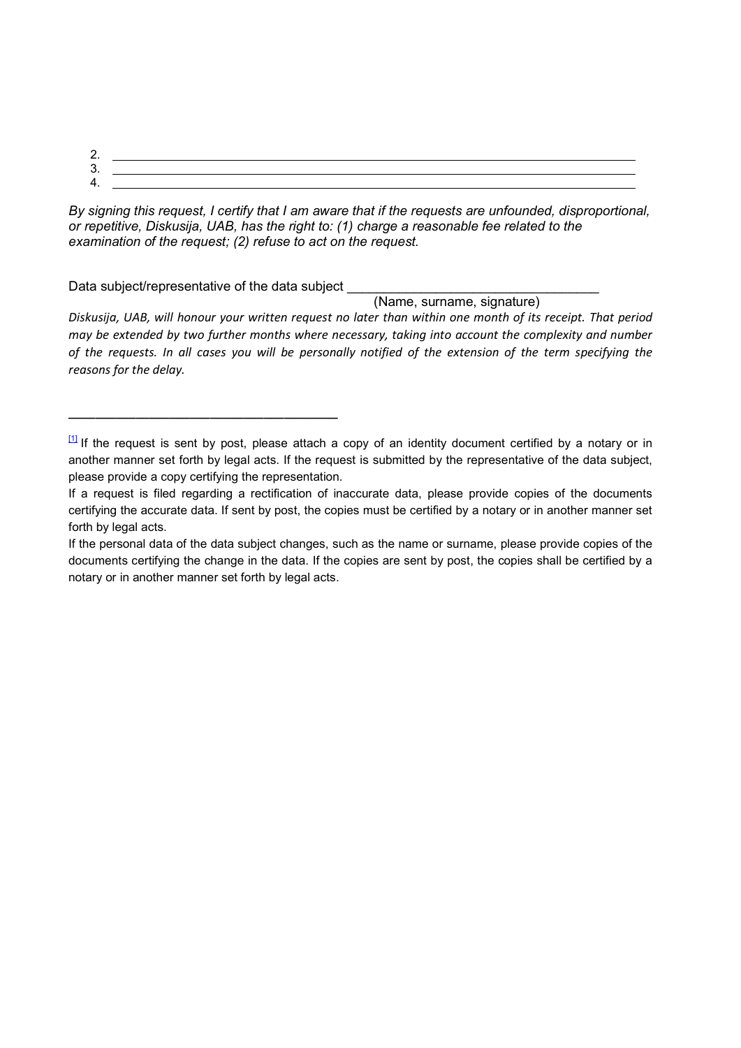2. ______________________________________________________________________
3. ______________________________________________________________________
4. ______________________________________________________________________

*By signing this request, I certify that I am aware that if the requests are unfounded, disproportional, or repetitive, Diskusija, UAB, has the right to: (1) charge a reasonable fee related to the examination of the request; (2) refuse to act on the request.*

Data subject/representative of the data subject ________________________________

(Name, surname, signature)

*Diskusija, UAB, will honour your written request no later than within one month of its receipt. That period may be extended by two further months where necessary, taking into account the complexity and number of the requests. In all cases you will be personally notified of the extension of the term specifying the reasons for the delay.*

---

[1] If the request is sent by post, please attach a copy of an identity document certified by a notary or in another manner set forth by legal acts. If the request is submitted by the representative of the data subject, please provide a copy certifying the representation.

If a request is filed regarding a rectification of inaccurate data, please provide copies of the documents certifying the accurate data. If sent by post, the copies must be certified by a notary or in another manner set forth by legal acts.

If the personal data of the data subject changes, such as the name or surname, please provide copies of the documents certifying the change in the data. If the copies are sent by post, the copies shall be certified by a notary or in another manner set forth by legal acts.